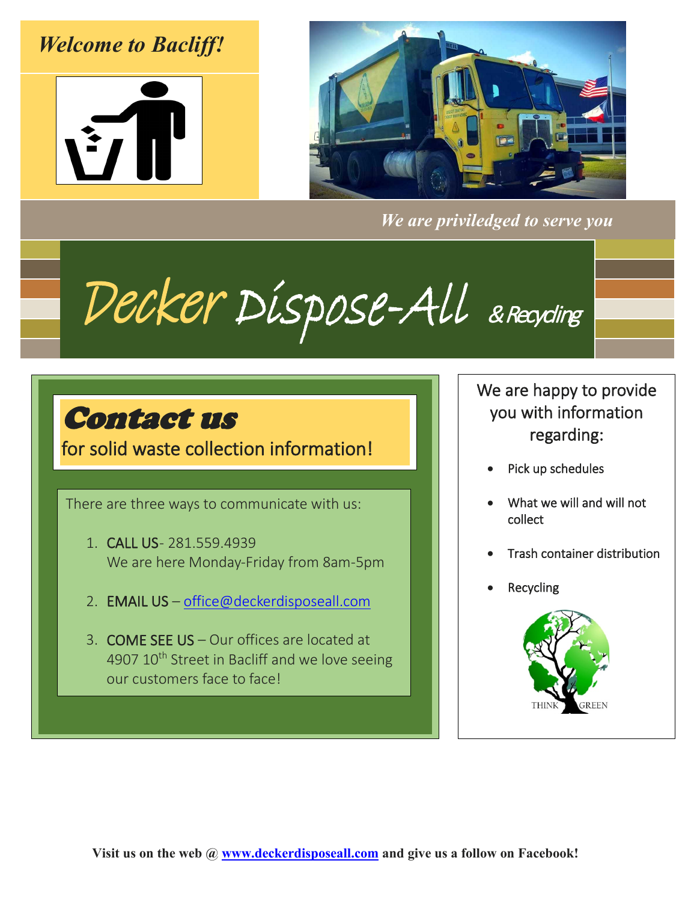*Welcome to Bacliff!*

*We are priviledged to serve you*

# Decker Dispose-All & Recycling

## Contact us

for solid waste collection information!

There are three ways to communicate with us:

1. CALL US- 281.559.4939
   We are here Monday-Friday from 8am-5pm

2. EMAIL US – office@deckerdisposeall.com

3. COME SEE US – Our offices are located at 4907 10th Street in Bacliff and we love seeing our customers face to face!

We are happy to provide you with information regarding:

- Pick up schedules
- What we will and will not collect
- Trash container distribution
- Recycling

THINK GREEN

**Visit us on the web @ www.deckerdisposeall.com and give us a follow on Facebook!**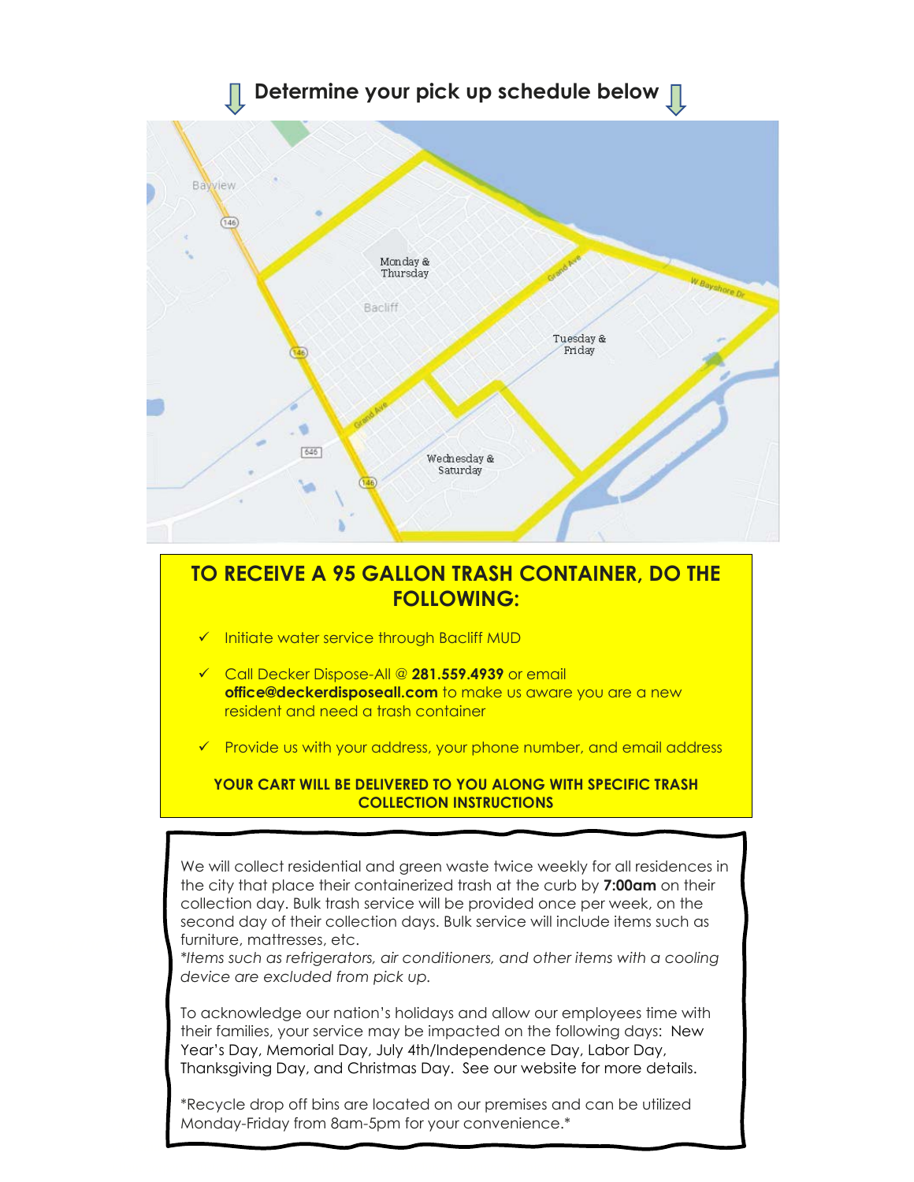## Determine your pick up schedule below

Bayview

146

Monday & Thursday

Bacliff

Grand Ave

W Bayshore Dr

Tuesday & Friday

146

Grand Ave

646

146

Wednesday & Saturday

## TO RECEIVE A 95 GALLON TRASH CONTAINER, DO THE FOLLOWING:

- ✓ Initiate water service through Bacliff MUD
- ✓ Call Decker Dispose-All @ **281.559.4939** or email **office@deckerdisposeall.com** to make us aware you are a new resident and need a trash container
- ✓ Provide us with your address, your phone number, and email address

**YOUR CART WILL BE DELIVERED TO YOU ALONG WITH SPECIFIC TRASH COLLECTION INSTRUCTIONS**

We will collect residential and green waste twice weekly for all residences in the city that place their containerized trash at the curb by **7:00am** on their collection day. Bulk trash service will be provided once per week, on the second day of their collection days. Bulk service will include items such as furniture, mattresses, etc.

**Items such as refrigerators, air conditioners, and other items with a cooling device are excluded from pick up.*

To acknowledge our nation's holidays and allow our employees time with their families, your service may be impacted on the following days: New Year's Day, Memorial Day, July 4th/Independence Day, Labor Day, Thanksgiving Day, and Christmas Day. See our website for more details.

*Recycle drop off bins are located on our premises and can be utilized Monday-Friday from 8am-5pm for your convenience.*